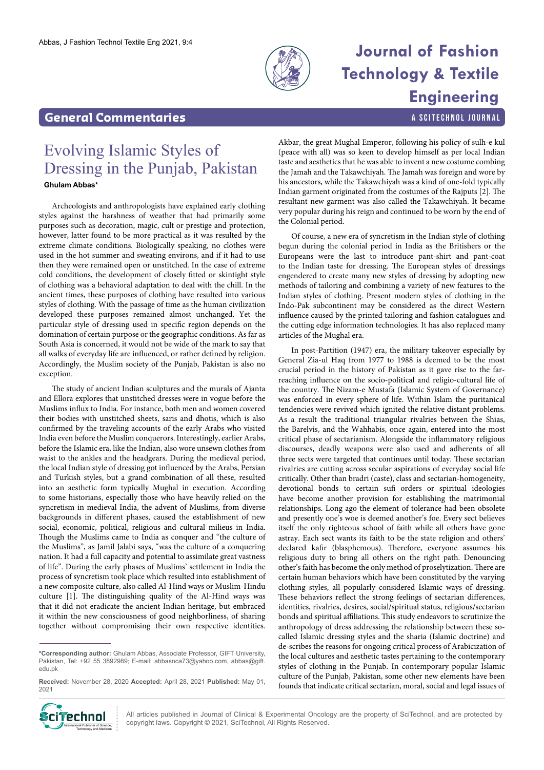General Commentaries

# Evolving Islamic Styles of Dressing in the Punjab, Pakistan

**Ghulam Abbas***

Archeologists and anthropologists have explained early clothing styles against the harshness of weather that had primarily some purposes such as decoration, magic, cult or prestige and protection, however, latter found to be more practical as it was resulted by the extreme climate conditions. Biologically speaking, no clothes were used in the hot summer and sweating environs, and if it had to use then they were remained open or unstitched. In the case of extreme cold conditions, the development of closely fitted or skintight style of clothing was a behavioral adaptation to deal with the chill. In the ancient times, these purposes of clothing have resulted into various styles of clothing. With the passage of time as the human civilization developed these purposes remained almost unchanged. Yet the particular style of dressing used in specific region depends on the domination of certain purpose or the geographic conditions. As far as South Asia is concerned, it would not be wide of the mark to say that all walks of everyday life are influenced, or rather defined by religion. Accordingly, the Muslim society of the Punjab, Pakistan is also no exception.

The study of ancient Indian sculptures and the murals of Ajanta and Ellora explores that unstitched dresses were in vogue before the Muslims influx to India. For instance, both men and women covered their bodies with unstitched sheets, saris and dhotis, which is also confirmed by the traveling accounts of the early Arabs who visited India even before the Muslim conquerors. Interestingly, earlier Arabs, before the Islamic era, like the Indian, also wore unsewn clothes from waist to the ankles and the headgears. During the medieval period, the local Indian style of dressing got influenced by the Arabs, Persian and Turkish styles, but a grand combination of all these, resulted into an aesthetic form typically Mughal in execution. According to some historians, especially those who have heavily relied on the syncretism in medieval India, the advent of Muslims, from diverse backgrounds in different phases, caused the establishment of new social, economic, political, religious and cultural milieus in India. Though the Muslims came to India as conquer and "the culture of the Muslims", as Jamil Jalabi says, "was the culture of a conquering nation. It had a full capacity and potential to assimilate great vastness of life". During the early phases of Muslims' settlement in India the process of syncretism took place which resulted into establishment of a new composite culture, also called Al-Hind ways or Muslim-Hindu culture [1]. The distinguishing quality of the Al-Hind ways was that it did not eradicate the ancient Indian heritage, but embraced it within the new consciousness of good neighborliness, of sharing together without compromising their own respective identities.

Akbar, the great Mughal Emperor, following his policy of sulh-e kul (peace with all) was so keen to develop himself as per local Indian taste and aesthetics that he was able to invent a new costume combing the Jamah and the Takawchiyah. The Jamah was foreign and wore by his ancestors, while the Takawchiyah was a kind of one-fold typically Indian garment originated from the costumes of the Rajputs [2]. The resultant new garment was also called the Takawchiyah. It became very popular during his reign and continued to be worn by the end of the Colonial period.

Of course, a new era of syncretism in the Indian style of clothing begun during the colonial period in India as the Britishers or the Europeans were the last to introduce pant-shirt and pant-coat to the Indian taste for dressing. The European styles of dressings engendered to create many new styles of dressing by adopting new methods of tailoring and combining a variety of new features to the Indian styles of clothing. Present modern styles of clothing in the Indo-Pak subcontinent may be considered as the direct Western influence caused by the printed tailoring and fashion catalogues and the cutting edge information technologies. It has also replaced many articles of the Mughal era.

In post-Partition (1947) era, the military takeover especially by General Zia-ul Haq from 1977 to 1988 is deemed to be the most crucial period in the history of Pakistan as it gave rise to the far-reaching influence on the socio-political and religio-cultural life of the country. The Nizam-e Mustafa (Islamic System of Governance) was enforced in every sphere of life. Within Islam the puritanical tendencies were revived which ignited the relative distant problems. As a result the traditional triangular rivalries between the Shias, the Barelvis, and the Wahhabis, once again, entered into the most critical phase of sectarianism. Alongside the inflammatory religious discourses, deadly weapons were also used and adherents of all three sects were targeted that continues until today. These sectarian rivalries are cutting across secular aspirations of everyday social life critically. Other than bradri (caste), class and sectarian-homogeneity, devotional bonds to certain sufi orders or spiritual ideologies have become another provision for establishing the matrimonial relationships. Long ago the element of tolerance had been obsolete and presently one's woe is deemed another's foe. Every sect believes itself the only righteous school of faith while all others have gone astray. Each sect wants its faith to be the state religion and others' declared kafir (blasphemous). Therefore, everyone assumes his religious duty to bring all others on the right path. Denouncing other's faith has become the only method of proselytization. There are certain human behaviors which have been constituted by the varying clothing styles, all popularly considered Islamic ways of dressing. These behaviors reflect the strong feelings of sectarian differences, identities, rivalries, desires, social/spiritual status, religious/sectarian bonds and spiritual affiliations. This study endeavors to scrutinize the anthropology of dress addressing the relationship between these so-called Islamic dressing styles and the sharia (Islamic doctrine) and de-scribes the reasons for ongoing critical process of Arabicization of the local cultures and aesthetic tastes pertaining to the contemporary styles of clothing in the Punjab. In contemporary popular Islamic culture of the Punjab, Pakistan, some other new elements have been founds that indicate critical sectarian, moral, social and legal issues of

---

***Corresponding author:** Ghulam Abbas, Associate Professor, GIFT University, Pakistan, Tel: +92 55 3892989; E-mail: abbasnca73@yahoo.com, abbas@gift.edu.pk

**Received:** November 28, 2020 **Accepted:** April 28, 2021 **Published:** May 01, 2021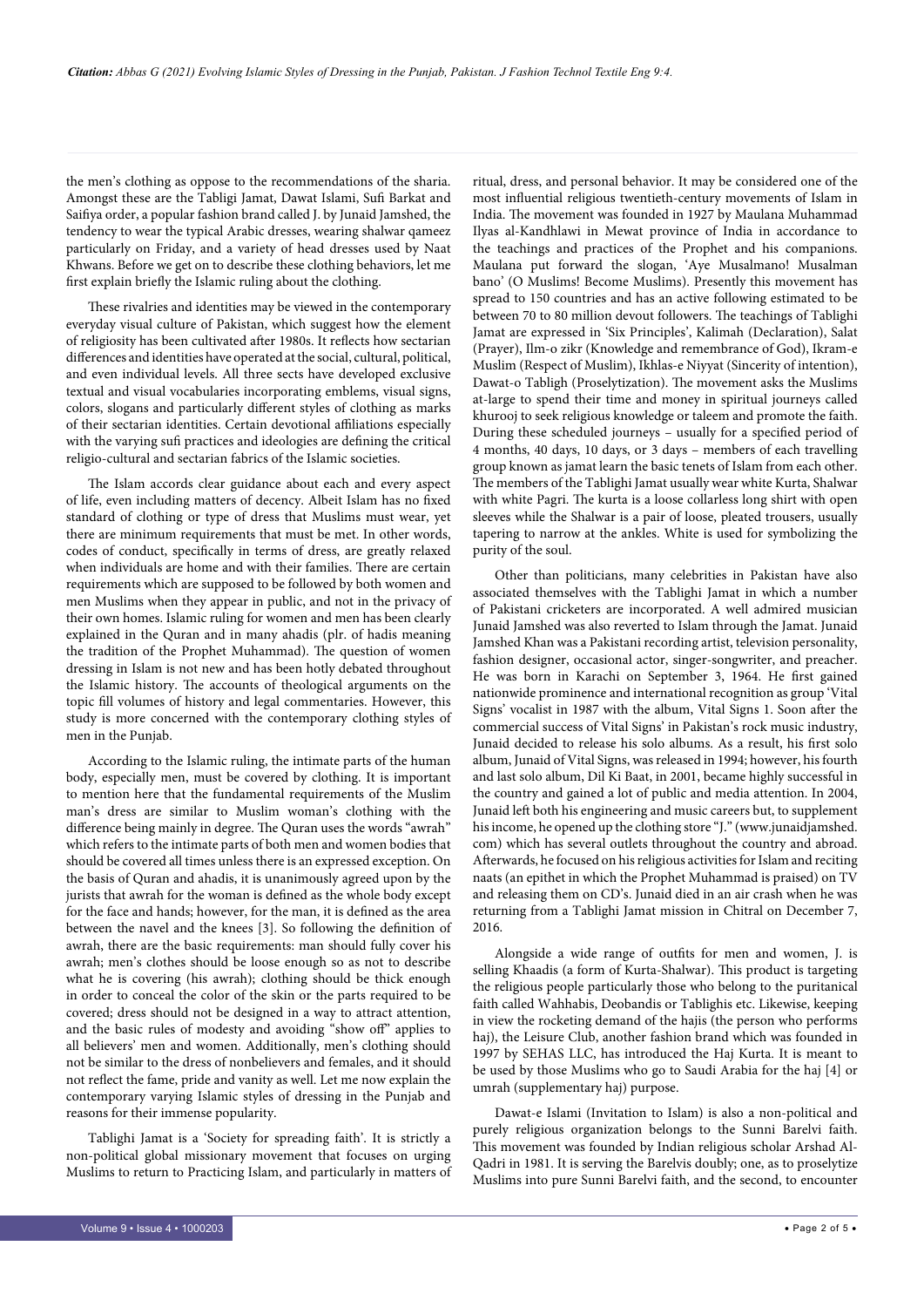the men's clothing as oppose to the recommendations of the sharia. Amongst these are the Tabligi Jamat, Dawat Islami, Sufi Barkat and Saifiya order, a popular fashion brand called J. by Junaid Jamshed, the tendency to wear the typical Arabic dresses, wearing shalwar qameez particularly on Friday, and a variety of head dresses used by Naat Khwans. Before we get on to describe these clothing behaviors, let me first explain briefly the Islamic ruling about the clothing.

These rivalries and identities may be viewed in the contemporary everyday visual culture of Pakistan, which suggest how the element of religiosity has been cultivated after 1980s. It reflects how sectarian differences and identities have operated at the social, cultural, political, and even individual levels. All three sects have developed exclusive textual and visual vocabularies incorporating emblems, visual signs, colors, slogans and particularly different styles of clothing as marks of their sectarian identities. Certain devotional affiliations especially with the varying sufi practices and ideologies are defining the critical religio-cultural and sectarian fabrics of the Islamic societies.

The Islam accords clear guidance about each and every aspect of life, even including matters of decency. Albeit Islam has no fixed standard of clothing or type of dress that Muslims must wear, yet there are minimum requirements that must be met. In other words, codes of conduct, specifically in terms of dress, are greatly relaxed when individuals are home and with their families. There are certain requirements which are supposed to be followed by both women and men Muslims when they appear in public, and not in the privacy of their own homes. Islamic ruling for women and men has been clearly explained in the Quran and in many ahadis (plr. of hadis meaning the tradition of the Prophet Muhammad). The question of women dressing in Islam is not new and has been hotly debated throughout the Islamic history. The accounts of theological arguments on the topic fill volumes of history and legal commentaries. However, this study is more concerned with the contemporary clothing styles of men in the Punjab.

According to the Islamic ruling, the intimate parts of the human body, especially men, must be covered by clothing. It is important to mention here that the fundamental requirements of the Muslim man's dress are similar to Muslim woman's clothing with the difference being mainly in degree. The Quran uses the words "awrah" which refers to the intimate parts of both men and women bodies that should be covered all times unless there is an expressed exception. On the basis of Quran and ahadis, it is unanimously agreed upon by the jurists that awrah for the woman is defined as the whole body except for the face and hands; however, for the man, it is defined as the area between the navel and the knees [3]. So following the definition of awrah, there are the basic requirements: man should fully cover his awrah; men's clothes should be loose enough so as not to describe what he is covering (his awrah); clothing should be thick enough in order to conceal the color of the skin or the parts required to be covered; dress should not be designed in a way to attract attention, and the basic rules of modesty and avoiding "show off" applies to all believers' men and women. Additionally, men's clothing should not be similar to the dress of nonbelievers and females, and it should not reflect the fame, pride and vanity as well. Let me now explain the contemporary varying Islamic styles of dressing in the Punjab and reasons for their immense popularity.

Tablighi Jamat is a 'Society for spreading faith'. It is strictly a non-political global missionary movement that focuses on urging Muslims to return to Practicing Islam, and particularly in matters of ritual, dress, and personal behavior. It may be considered one of the most influential religious twentieth-century movements of Islam in India. The movement was founded in 1927 by Maulana Muhammad Ilyas al-Kandhlawi in Mewat province of India in accordance to the teachings and practices of the Prophet and his companions. Maulana put forward the slogan, 'Aye Musalmano! Musalman bano' (O Muslims! Become Muslims). Presently this movement has spread to 150 countries and has an active following estimated to be between 70 to 80 million devout followers. The teachings of Tablighi Jamat are expressed in 'Six Principles', Kalimah (Declaration), Salat (Prayer), Ilm-o zikr (Knowledge and remembrance of God), Ikram-e Muslim (Respect of Muslim), Ikhlas-e Niyyat (Sincerity of intention), Dawat-o Tabligh (Proselytization). The movement asks the Muslims at-large to spend their time and money in spiritual journeys called khurooj to seek religious knowledge or taleem and promote the faith. During these scheduled journeys – usually for a specified period of 4 months, 40 days, 10 days, or 3 days – members of each travelling group known as jamat learn the basic tenets of Islam from each other. The members of the Tablighi Jamat usually wear white Kurta, Shalwar with white Pagri. The kurta is a loose collarless long shirt with open sleeves while the Shalwar is a pair of loose, pleated trousers, usually tapering to narrow at the ankles. White is used for symbolizing the purity of the soul.

Other than politicians, many celebrities in Pakistan have also associated themselves with the Tablighi Jamat in which a number of Pakistani cricketers are incorporated. A well admired musician Junaid Jamshed was also reverted to Islam through the Jamat. Junaid Jamshed Khan was a Pakistani recording artist, television personality, fashion designer, occasional actor, singer-songwriter, and preacher. He was born in Karachi on September 3, 1964. He first gained nationwide prominence and international recognition as group 'Vital Signs' vocalist in 1987 with the album, Vital Signs 1. Soon after the commercial success of Vital Signs' in Pakistan's rock music industry, Junaid decided to release his solo albums. As a result, his first solo album, Junaid of Vital Signs, was released in 1994; however, his fourth and last solo album, Dil Ki Baat, in 2001, became highly successful in the country and gained a lot of public and media attention. In 2004, Junaid left both his engineering and music careers but, to supplement his income, he opened up the clothing store "J." (www.junaidjamshed.com) which has several outlets throughout the country and abroad. Afterwards, he focused on his religious activities for Islam and reciting naats (an epithet in which the Prophet Muhammad is praised) on TV and releasing them on CD's. Junaid died in an air crash when he was returning from a Tablighi Jamat mission in Chitral on December 7, 2016.

Alongside a wide range of outfits for men and women, J. is selling Khaadis (a form of Kurta-Shalwar). This product is targeting the religious people particularly those who belong to the puritanical faith called Wahhabis, Deobandis or Tablighis etc. Likewise, keeping in view the rocketing demand of the hajis (the person who performs haj), the Leisure Club, another fashion brand which was founded in 1997 by SEHAS LLC, has introduced the Haj Kurta. It is meant to be used by those Muslims who go to Saudi Arabia for the haj [4] or umrah (supplementary haj) purpose.

Dawat-e Islami (Invitation to Islam) is also a non-political and purely religious organization belongs to the Sunni Barelvi faith. This movement was founded by Indian religious scholar Arshad Al-Qadri in 1981. It is serving the Barelvis doubly; one, as to proselytize Muslims into pure Sunni Barelvi faith, and the second, to encounter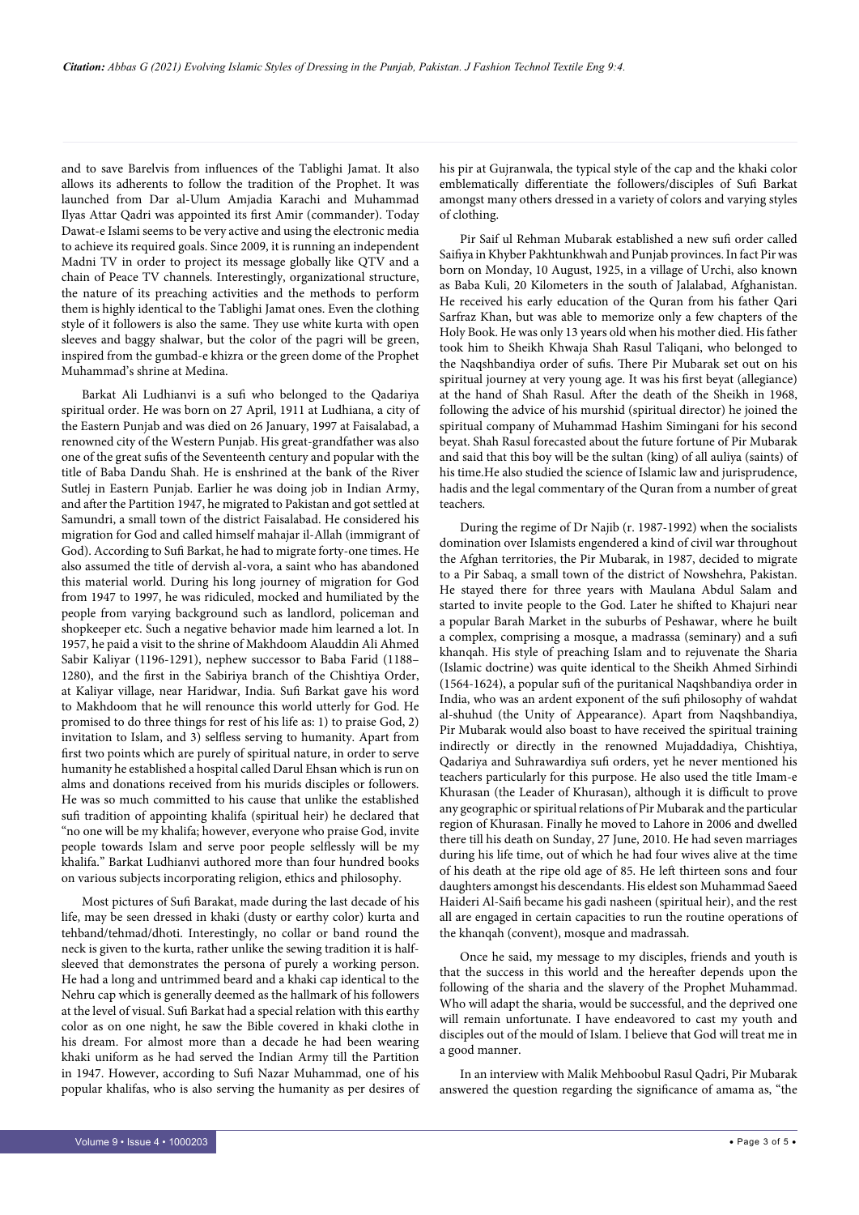and to save Barelvis from influences of the Tablighi Jamat. It also allows its adherents to follow the tradition of the Prophet. It was launched from Dar al-Ulum Amjadia Karachi and Muhammad Ilyas Attar Qadri was appointed its first Amir (commander). Today Dawat-e Islami seems to be very active and using the electronic media to achieve its required goals. Since 2009, it is running an independent Madni TV in order to project its message globally like QTV and a chain of Peace TV channels. Interestingly, organizational structure, the nature of its preaching activities and the methods to perform them is highly identical to the Tablighi Jamat ones. Even the clothing style of it followers is also the same. They use white kurta with open sleeves and baggy shalwar, but the color of the pagri will be green, inspired from the gumbad-e khizra or the green dome of the Prophet Muhammad's shrine at Medina.

Barkat Ali Ludhianvi is a sufi who belonged to the Qadariya spiritual order. He was born on 27 April, 1911 at Ludhiana, a city of the Eastern Punjab and was died on 26 January, 1997 at Faisalabad, a renowned city of the Western Punjab. His great-grandfather was also one of the great sufis of the Seventeenth century and popular with the title of Baba Dandu Shah. He is enshrined at the bank of the River Sutlej in Eastern Punjab. Earlier he was doing job in Indian Army, and after the Partition 1947, he migrated to Pakistan and got settled at Samundri, a small town of the district Faisalabad. He considered his migration for God and called himself mahajar il-Allah (immigrant of God). According to Sufi Barkat, he had to migrate forty-one times. He also assumed the title of dervish al-vora, a saint who has abandoned this material world. During his long journey of migration for God from 1947 to 1997, he was ridiculed, mocked and humiliated by the people from varying background such as landlord, policeman and shopkeeper etc. Such a negative behavior made him learned a lot. In 1957, he paid a visit to the shrine of Makhdoom Alauddin Ali Ahmed Sabir Kaliyar (1196-1291), nephew successor to Baba Farid (1188–1280), and the first in the Sabiriya branch of the Chishtiya Order, at Kaliyar village, near Haridwar, India. Sufi Barkat gave his word to Makhdoom that he will renounce this world utterly for God. He promised to do three things for rest of his life as: 1) to praise God, 2) invitation to Islam, and 3) selfless serving to humanity. Apart from first two points which are purely of spiritual nature, in order to serve humanity he established a hospital called Darul Ehsan which is run on alms and donations received from his murids disciples or followers. He was so much committed to his cause that unlike the established sufi tradition of appointing khalifa (spiritual heir) he declared that "no one will be my khalifa; however, everyone who praise God, invite people towards Islam and serve poor people selflessly will be my khalifa." Barkat Ludhianvi authored more than four hundred books on various subjects incorporating religion, ethics and philosophy.

Most pictures of Sufi Barakat, made during the last decade of his life, may be seen dressed in khaki (dusty or earthy color) kurta and tehband/tehmad/dhoti. Interestingly, no collar or band round the neck is given to the kurta, rather unlike the sewing tradition it is half-sleeved that demonstrates the persona of purely a working person. He had a long and untrimmed beard and a khaki cap identical to the Nehru cap which is generally deemed as the hallmark of his followers at the level of visual. Sufi Barkat had a special relation with this earthy color as on one night, he saw the Bible covered in khaki clothe in his dream. For almost more than a decade he had been wearing khaki uniform as he had served the Indian Army till the Partition in 1947. However, according to Sufi Nazar Muhammad, one of his popular khalifas, who is also serving the humanity as per desires of his pir at Gujranwala, the typical style of the cap and the khaki color emblematically differentiate the followers/disciples of Sufi Barkat amongst many others dressed in a variety of colors and varying styles of clothing.

Pir Saif ul Rehman Mubarak established a new sufi order called Saifiya in Khyber Pakhtunkhwah and Punjab provinces. In fact Pir was born on Monday, 10 August, 1925, in a village of Urchi, also known as Baba Kuli, 20 Kilometers in the south of Jalalabad, Afghanistan. He received his early education of the Quran from his father Qari Sarfraz Khan, but was able to memorize only a few chapters of the Holy Book. He was only 13 years old when his mother died. His father took him to Sheikh Khwaja Shah Rasul Taliqani, who belonged to the Naqshbandiya order of sufis. There Pir Mubarak set out on his spiritual journey at very young age. It was his first beyat (allegiance) at the hand of Shah Rasul. After the death of the Sheikh in 1968, following the advice of his murshid (spiritual director) he joined the spiritual company of Muhammad Hashim Simingani for his second beyat. Shah Rasul forecasted about the future fortune of Pir Mubarak and said that this boy will be the sultan (king) of all auliya (saints) of his time.He also studied the science of Islamic law and jurisprudence, hadis and the legal commentary of the Quran from a number of great teachers.

During the regime of Dr Najib (r. 1987-1992) when the socialists domination over Islamists engendered a kind of civil war throughout the Afghan territories, the Pir Mubarak, in 1987, decided to migrate to a Pir Sabaq, a small town of the district of Nowshehra, Pakistan. He stayed there for three years with Maulana Abdul Salam and started to invite people to the God. Later he shifted to Khajuri near a popular Barah Market in the suburbs of Peshawar, where he built a complex, comprising a mosque, a madrassa (seminary) and a sufi khanqah. His style of preaching Islam and to rejuvenate the Sharia (Islamic doctrine) was quite identical to the Sheikh Ahmed Sirhindi (1564-1624), a popular sufi of the puritanical Naqshbandiya order in India, who was an ardent exponent of the sufi philosophy of wahdat al-shuhud (the Unity of Appearance). Apart from Naqshbandiya, Pir Mubarak would also boast to have received the spiritual training indirectly or directly in the renowned Mujaddadiya, Chishtiya, Qadariya and Suhrawardiya sufi orders, yet he never mentioned his teachers particularly for this purpose. He also used the title Imam-e Khurasan (the Leader of Khurasan), although it is difficult to prove any geographic or spiritual relations of Pir Mubarak and the particular region of Khurasan. Finally he moved to Lahore in 2006 and dwelled there till his death on Sunday, 27 June, 2010. He had seven marriages during his life time, out of which he had four wives alive at the time of his death at the ripe old age of 85. He left thirteen sons and four daughters amongst his descendants. His eldest son Muhammad Saeed Haideri Al-Saifi became his gadi nasheen (spiritual heir), and the rest all are engaged in certain capacities to run the routine operations of the khanqah (convent), mosque and madrassah.

Once he said, my message to my disciples, friends and youth is that the success in this world and the hereafter depends upon the following of the sharia and the slavery of the Prophet Muhammad. Who will adapt the sharia, would be successful, and the deprived one will remain unfortunate. I have endeavored to cast my youth and disciples out of the mould of Islam. I believe that God will treat me in a good manner.

In an interview with Malik Mehboobul Rasul Qadri, Pir Mubarak answered the question regarding the significance of amama as, "the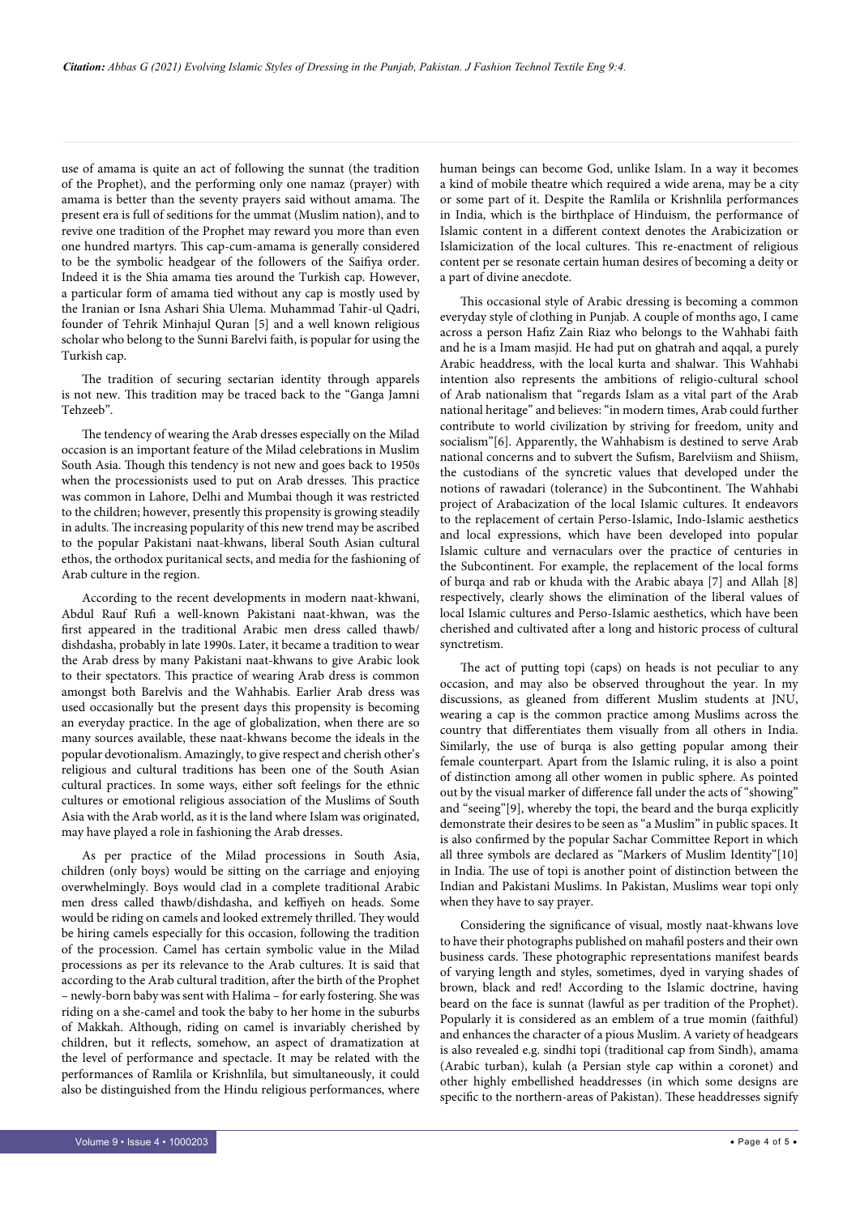use of amama is quite an act of following the sunnat (the tradition of the Prophet), and the performing only one namaz (prayer) with amama is better than the seventy prayers said without amama. The present era is full of seditions for the ummat (Muslim nation), and to revive one tradition of the Prophet may reward you more than even one hundred martyrs. This cap-cum-amama is generally considered to be the symbolic headgear of the followers of the Saifiya order. Indeed it is the Shia amama ties around the Turkish cap. However, a particular form of amama tied without any cap is mostly used by the Iranian or Isna Ashari Shia Ulema. Muhammad Tahir-ul Qadri, founder of Tehrik Minhajul Quran [5] and a well known religious scholar who belong to the Sunni Barelvi faith, is popular for using the Turkish cap.

The tradition of securing sectarian identity through apparels is not new. This tradition may be traced back to the "Ganga Jamni Tehzeeb".

The tendency of wearing the Arab dresses especially on the Milad occasion is an important feature of the Milad celebrations in Muslim South Asia. Though this tendency is not new and goes back to 1950s when the processionists used to put on Arab dresses. This practice was common in Lahore, Delhi and Mumbai though it was restricted to the children; however, presently this propensity is growing steadily in adults. The increasing popularity of this new trend may be ascribed to the popular Pakistani naat-khwans, liberal South Asian cultural ethos, the orthodox puritanical sects, and media for the fashioning of Arab culture in the region.

According to the recent developments in modern naat-khwani, Abdul Rauf Rufi a well-known Pakistani naat-khwan, was the first appeared in the traditional Arabic men dress called thawb/dishdasha, probably in late 1990s. Later, it became a tradition to wear the Arab dress by many Pakistani naat-khwans to give Arabic look to their spectators. This practice of wearing Arab dress is common amongst both Barelvis and the Wahhabis. Earlier Arab dress was used occasionally but the present days this propensity is becoming an everyday practice. In the age of globalization, when there are so many sources available, these naat-khwans become the ideals in the popular devotionalism. Amazingly, to give respect and cherish other's religious and cultural traditions has been one of the South Asian cultural practices. In some ways, either soft feelings for the ethnic cultures or emotional religious association of the Muslims of South Asia with the Arab world, as it is the land where Islam was originated, may have played a role in fashioning the Arab dresses.

As per practice of the Milad processions in South Asia, children (only boys) would be sitting on the carriage and enjoying overwhelmingly. Boys would clad in a complete traditional Arabic men dress called thawb/dishdasha, and keffiyeh on heads. Some would be riding on camels and looked extremely thrilled. They would be hiring camels especially for this occasion, following the tradition of the procession. Camel has certain symbolic value in the Milad processions as per its relevance to the Arab cultures. It is said that according to the Arab cultural tradition, after the birth of the Prophet – newly-born baby was sent with Halima – for early fostering. She was riding on a she-camel and took the baby to her home in the suburbs of Makkah. Although, riding on camel is invariably cherished by children, but it reflects, somehow, an aspect of dramatization at the level of performance and spectacle. It may be related with the performances of Ramlila or Krishnlila, but simultaneously, it could also be distinguished from the Hindu religious performances, where human beings can become God, unlike Islam. In a way it becomes a kind of mobile theatre which required a wide arena, may be a city or some part of it. Despite the Ramlila or Krishnlila performances in India, which is the birthplace of Hinduism, the performance of Islamic content in a different context denotes the Arabicization or Islamicization of the local cultures. This re-enactment of religious content per se resonate certain human desires of becoming a deity or a part of divine anecdote.

This occasional style of Arabic dressing is becoming a common everyday style of clothing in Punjab. A couple of months ago, I came across a person Hafiz Zain Riaz who belongs to the Wahhabi faith and he is a Imam masjid. He had put on ghatrah and aqqal, a purely Arabic headdress, with the local kurta and shalwar. This Wahhabi intention also represents the ambitions of religio-cultural school of Arab nationalism that "regards Islam as a vital part of the Arab national heritage" and believes: "in modern times, Arab could further contribute to world civilization by striving for freedom, unity and socialism"[6]. Apparently, the Wahhabism is destined to serve Arab national concerns and to subvert the Sufism, Barelviism and Shiism, the custodians of the syncretic values that developed under the notions of rawadari (tolerance) in the Subcontinent. The Wahhabi project of Arabacization of the local Islamic cultures. It endeavors to the replacement of certain Perso-Islamic, Indo-Islamic aesthetics and local expressions, which have been developed into popular Islamic culture and vernaculars over the practice of centuries in the Subcontinent. For example, the replacement of the local forms of burqa and rab or khuda with the Arabic abaya [7] and Allah [8] respectively, clearly shows the elimination of the liberal values of local Islamic cultures and Perso-Islamic aesthetics, which have been cherished and cultivated after a long and historic process of cultural synctretism.

The act of putting topi (caps) on heads is not peculiar to any occasion, and may also be observed throughout the year. In my discussions, as gleaned from different Muslim students at JNU, wearing a cap is the common practice among Muslims across the country that differentiates them visually from all others in India. Similarly, the use of burqa is also getting popular among their female counterpart. Apart from the Islamic ruling, it is also a point of distinction among all other women in public sphere. As pointed out by the visual marker of difference fall under the acts of "showing" and "seeing"[9], whereby the topi, the beard and the burqa explicitly demonstrate their desires to be seen as "a Muslim" in public spaces. It is also confirmed by the popular Sachar Committee Report in which all three symbols are declared as "Markers of Muslim Identity"[10] in India. The use of topi is another point of distinction between the Indian and Pakistani Muslims. In Pakistan, Muslims wear topi only when they have to say prayer.

Considering the significance of visual, mostly naat-khwans love to have their photographs published on mahafil posters and their own business cards. These photographic representations manifest beards of varying length and styles, sometimes, dyed in varying shades of brown, black and red! According to the Islamic doctrine, having beard on the face is sunnat (lawful as per tradition of the Prophet). Popularly it is considered as an emblem of a true momin (faithful) and enhances the character of a pious Muslim. A variety of headgears is also revealed e.g. sindhi topi (traditional cap from Sindh), amama (Arabic turban), kulah (a Persian style cap within a coronet) and other highly embellished headdresses (in which some designs are specific to the northern-areas of Pakistan). These headdresses signify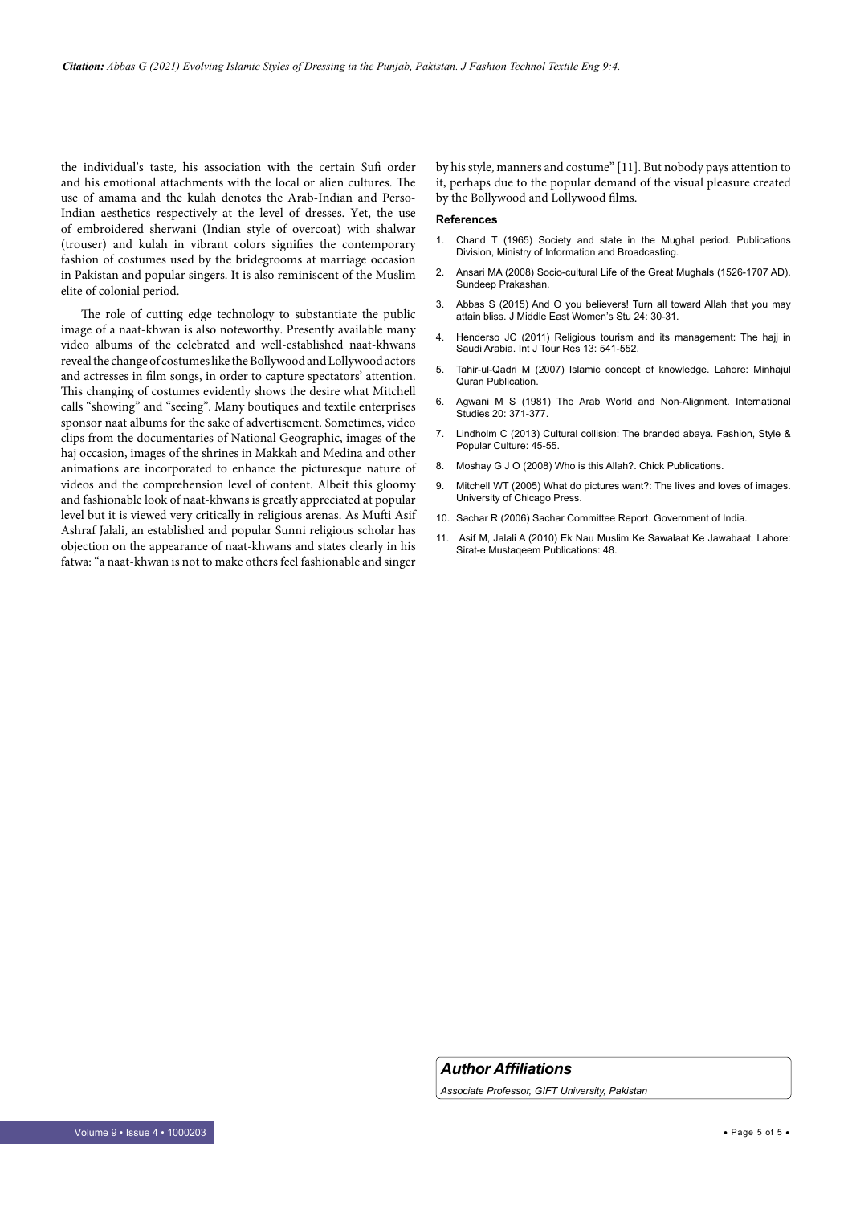the individual's taste, his association with the certain Sufi order and his emotional attachments with the local or alien cultures. The use of amama and the kulah denotes the Arab-Indian and Perso-Indian aesthetics respectively at the level of dresses. Yet, the use of embroidered sherwani (Indian style of overcoat) with shalwar (trouser) and kulah in vibrant colors signifies the contemporary fashion of costumes used by the bridegrooms at marriage occasion in Pakistan and popular singers. It is also reminiscent of the Muslim elite of colonial period.

The role of cutting edge technology to substantiate the public image of a naat-khwan is also noteworthy. Presently available many video albums of the celebrated and well-established naat-khwans reveal the change of costumes like the Bollywood and Lollywood actors and actresses in film songs, in order to capture spectators' attention. This changing of costumes evidently shows the desire what Mitchell calls "showing" and "seeing". Many boutiques and textile enterprises sponsor naat albums for the sake of advertisement. Sometimes, video clips from the documentaries of National Geographic, images of the haj occasion, images of the shrines in Makkah and Medina and other animations are incorporated to enhance the picturesque nature of videos and the comprehension level of content. Albeit this gloomy and fashionable look of naat-khwans is greatly appreciated at popular level but it is viewed very critically in religious arenas. As Mufti Asif Ashraf Jalali, an established and popular Sunni religious scholar has objection on the appearance of naat-khwans and states clearly in his fatwa: "a naat-khwan is not to make others feel fashionable and singer by his style, manners and costume" [11]. But nobody pays attention to it, perhaps due to the popular demand of the visual pleasure created by the Bollywood and Lollywood films.

## References

1. Chand T (1965) Society and state in the Mughal period. Publications Division, Ministry of Information and Broadcasting.
2. Ansari MA (2008) Socio-cultural Life of the Great Mughals (1526-1707 AD). Sundeep Prakashan.
3. Abbas S (2015) And O you believers! Turn all toward Allah that you may attain bliss. J Middle East Women's Stu 24: 30-31.
4. Henderso JC (2011) Religious tourism and its management: The hajj in Saudi Arabia. Int J Tour Res 13: 541-552.
5. Tahir-ul-Qadri M (2007) Islamic concept of knowledge. Lahore: Minhajul Quran Publication.
6. Agwani M S (1981) The Arab World and Non-Alignment. International Studies 20: 371-377.
7. Lindholm C (2013) Cultural collision: The branded abaya. Fashion, Style & Popular Culture: 45-55.
8. Moshay G J O (2008) Who is this Allah?. Chick Publications.
9. Mitchell WT (2005) What do pictures want?: The lives and loves of images. University of Chicago Press.
10. Sachar R (2006) Sachar Committee Report. Government of India.
11. Asif M, Jalali A (2010) Ek Nau Muslim Ke Sawalaat Ke Jawabaat. Lahore: Sirat-e Mustaqeem Publications: 48.

## *Author Affiliations*

*Associate Professor, GIFT University, Pakistan*